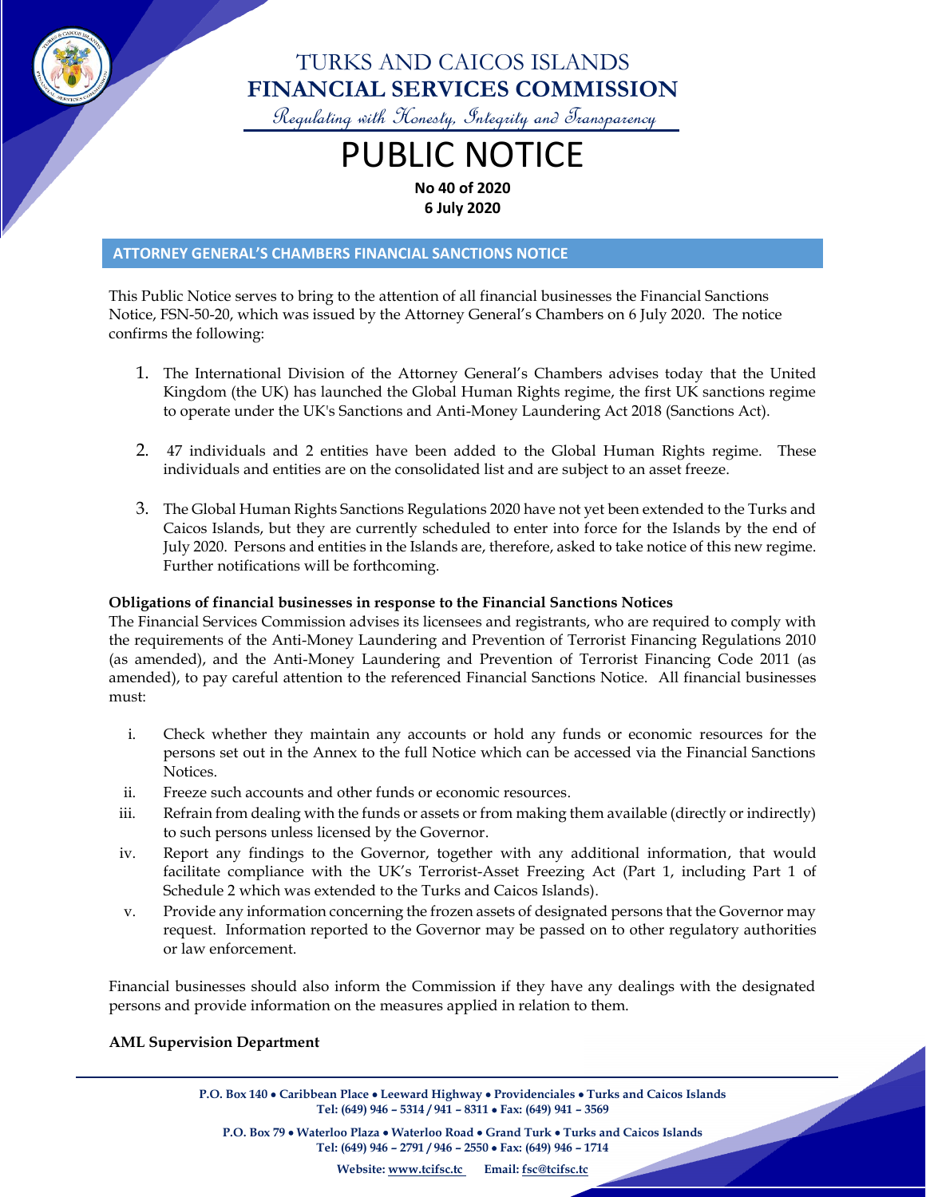# TURKS AND CAICOS ISLANDS
# FINANCIAL SERVICES COMMISSION

*Regulating with Honesty, Integrity and Transparency*

# PUBLIC NOTICE

**No 40 of 2020**
**6 July 2020**

## ATTORNEY GENERAL'S CHAMBERS FINANCIAL SANCTIONS NOTICE

This Public Notice serves to bring to the attention of all financial businesses the Financial Sanctions Notice, FSN-50-20, which was issued by the Attorney General's Chambers on 6 July 2020. The notice confirms the following:

1. The International Division of the Attorney General's Chambers advises today that the United Kingdom (the UK) has launched the Global Human Rights regime, the first UK sanctions regime to operate under the UK's Sanctions and Anti-Money Laundering Act 2018 (Sanctions Act).

2. 47 individuals and 2 entities have been added to the Global Human Rights regime. These individuals and entities are on the consolidated list and are subject to an asset freeze.

3. The Global Human Rights Sanctions Regulations 2020 have not yet been extended to the Turks and Caicos Islands, but they are currently scheduled to enter into force for the Islands by the end of July 2020. Persons and entities in the Islands are, therefore, asked to take notice of this new regime. Further notifications will be forthcoming.

**Obligations of financial businesses in response to the Financial Sanctions Notices**

The Financial Services Commission advises its licensees and registrants, who are required to comply with the requirements of the Anti-Money Laundering and Prevention of Terrorist Financing Regulations 2010 (as amended), and the Anti-Money Laundering and Prevention of Terrorist Financing Code 2011 (as amended), to pay careful attention to the referenced Financial Sanctions Notice. All financial businesses must:

i. Check whether they maintain any accounts or hold any funds or economic resources for the persons set out in the Annex to the full Notice which can be accessed via the Financial Sanctions Notices.
ii. Freeze such accounts and other funds or economic resources.
iii. Refrain from dealing with the funds or assets or from making them available (directly or indirectly) to such persons unless licensed by the Governor.
iv. Report any findings to the Governor, together with any additional information, that would facilitate compliance with the UK's Terrorist-Asset Freezing Act (Part 1, including Part 1 of Schedule 2 which was extended to the Turks and Caicos Islands).
v. Provide any information concerning the frozen assets of designated persons that the Governor may request. Information reported to the Governor may be passed on to other regulatory authorities or law enforcement.

Financial businesses should also inform the Commission if they have any dealings with the designated persons and provide information on the measures applied in relation to them.

**AML Supervision Department**

P.O. Box 140 • Caribbean Place • Leeward Highway • Providenciales • Turks and Caicos Islands
Tel: (649) 946 – 5314 / 941 – 8311 • Fax: (649) 941 – 3569

P.O. Box 79 • Waterloo Plaza • Waterloo Road • Grand Turk • Turks and Caicos Islands
Tel: (649) 946 – 2791 / 946 – 2550 • Fax: (649) 946 – 1714

Website: www.tcifsc.tc Email: fsc@tcifsc.tc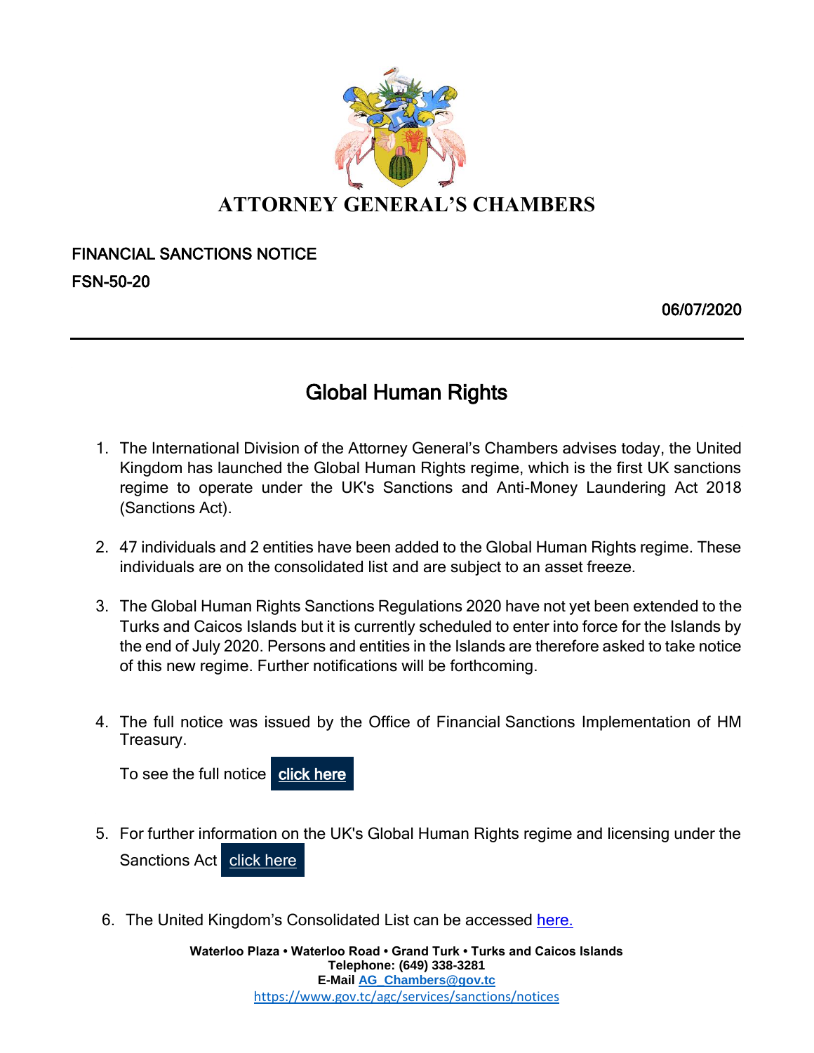# ATTORNEY GENERAL'S CHAMBERS

FINANCIAL SANCTIONS NOTICE

FSN-50-20

06/07/2020

## Global Human Rights

1. The International Division of the Attorney General's Chambers advises today, the United Kingdom has launched the Global Human Rights regime, which is the first UK sanctions regime to operate under the UK's Sanctions and Anti-Money Laundering Act 2018 (Sanctions Act).

2. 47 individuals and 2 entities have been added to the Global Human Rights regime. These individuals are on the consolidated list and are subject to an asset freeze.

3. The Global Human Rights Sanctions Regulations 2020 have not yet been extended to the Turks and Caicos Islands but it is currently scheduled to enter into force for the Islands by the end of July 2020. Persons and entities in the Islands are therefore asked to take notice of this new regime. Further notifications will be forthcoming.

4. The full notice was issued by the Office of Financial Sanctions Implementation of HM Treasury.

   To see the full notice click here

5. For further information on the UK's Global Human Rights regime and licensing under the Sanctions Act click here

6. The United Kingdom's Consolidated List can be accessed here.

**Waterloo Plaza • Waterloo Road • Grand Turk • Turks and Caicos Islands**
**Telephone: (649) 338-3281**
**E-Mail AG_Chambers@gov.tc**
https://www.gov.tc/agc/services/sanctions/notices